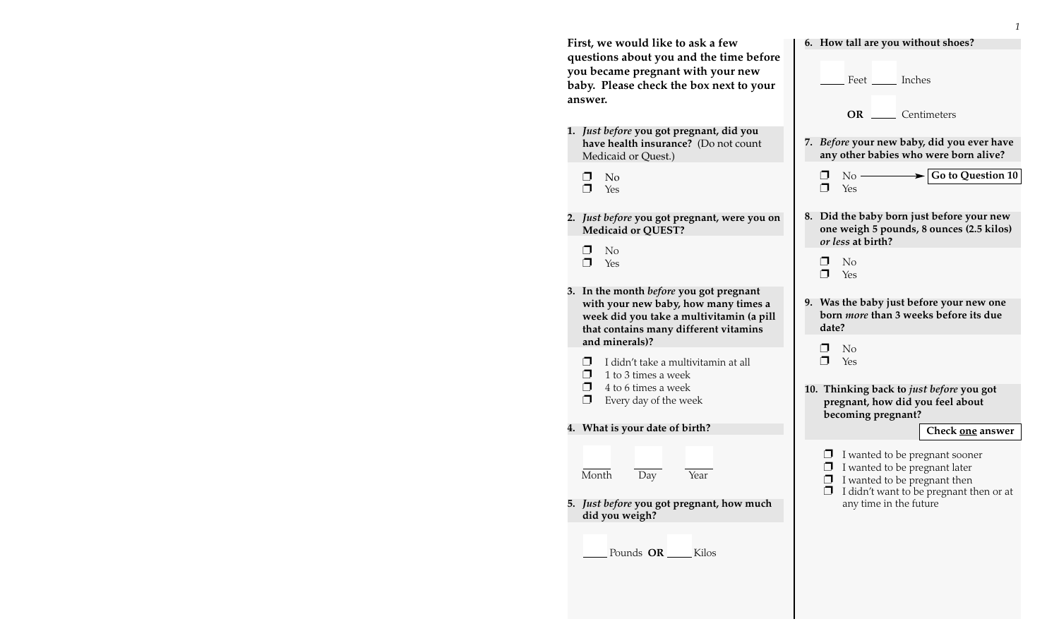**First, we would like to ask a few questions about you and the time before you became pregnant with your new baby. Please check the box next to your answer.**

**1.** ***Just before*** **you got pregnant, did you have health insurance?** (Do not count Medicaid or Quest.)

- ❒ No
- ❒ Yes

**2.** ***Just before*** **you got pregnant, were you on Medicaid or QUEST?**

- ❒ No
- ❒ Yes

**3. In the month** ***before*** **you got pregnant with your new baby, how many times a week did you take a multivitamin (a pill that contains many different vitamins and minerals)?**

- ❒ I didn't take a multivitamin at all
- ❒ 1 to 3 times a week
- ❒ 4 to 6 times a week
- ❒ Every day of the week

**4. What is your date of birth?**

_____ Month _____ Day _____ Year

**5.** ***Just before*** **you got pregnant, how much did you weigh?**

_____ Pounds **OR** _____ Kilos

**6. How tall are you without shoes?**

_____ Feet _____ Inches

**OR** _____ Centimeters

**7.** ***Before*** **your new baby, did you ever have any other babies who were born alive?**

- ❒ No → **Go to Question 10**
- ❒ Yes

**8. Did the baby born just before your new one weigh 5 pounds, 8 ounces (2.5 kilos)** ***or less*** **at birth?**

- ❒ No
- ❒ Yes

**9. Was the baby just before your new one born** ***more*** **than 3 weeks before its due date?**

- ❒ No
- ❒ Yes

**10. Thinking back to** ***just before*** **you got pregnant, how did you feel about becoming pregnant?**

**Check one answer**

- ❒ I wanted to be pregnant sooner
- ❒ I wanted to be pregnant later
- ❒ I wanted to be pregnant then
- ❒ I didn't want to be pregnant then or at any time in the future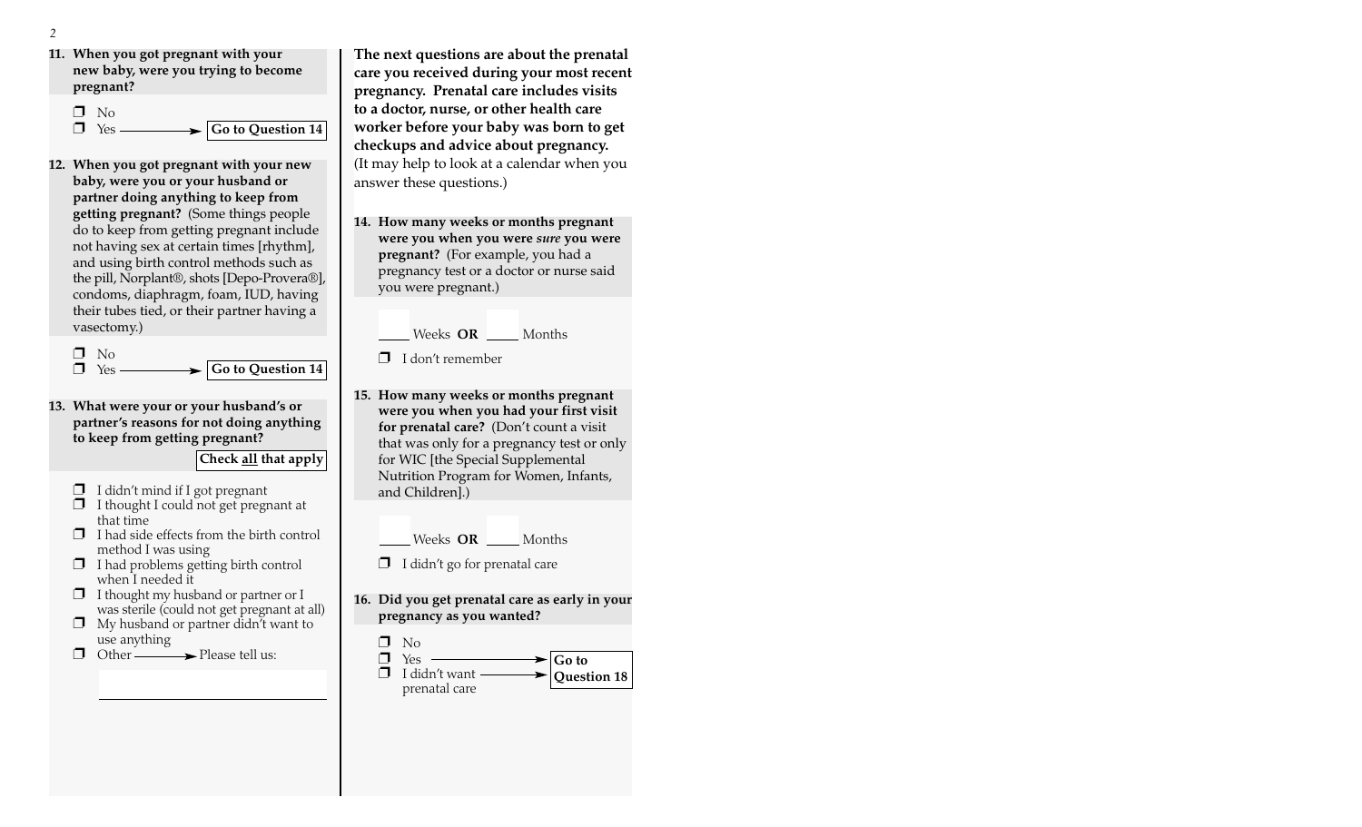**11. When you got pregnant with your new baby, were you trying to become pregnant?**

- ❒ No
- ❒ Yes → **Go to Question 14**

**12. When you got pregnant with your new baby, were you or your husband or partner doing anything to keep from getting pregnant?** (Some things people do to keep from getting pregnant include not having sex at certain times [rhythm], and using birth control methods such as the pill, Norplant®, shots [Depo-Provera®], condoms, diaphragm, foam, IUD, having their tubes tied, or their partner having a vasectomy.)

- ❒ No
- ❒ Yes → **Go to Question 14**

**13. What were your or your husband's or partner's reasons for not doing anything to keep from getting pregnant?**

**Check all that apply**

- ❒ I didn't mind if I got pregnant
- ❒ I thought I could not get pregnant at that time
- ❒ I had side effects from the birth control method I was using
- ❒ I had problems getting birth control when I needed it
- ❒ I thought my husband or partner or I was sterile (could not get pregnant at all)
- ❒ My husband or partner didn't want to use anything
- ❒ Other → Please tell us: ______________________

**The next questions are about the prenatal care you received during your most recent pregnancy. Prenatal care includes visits to a doctor, nurse, or other health care worker before your baby was born to get checkups and advice about pregnancy.** (It may help to look at a calendar when you answer these questions.)

**14. How many weeks or months pregnant were you when you were *sure* you were pregnant?** (For example, you had a pregnancy test or a doctor or nurse said you were pregnant.)

____ Weeks **OR** ____ Months

- ❒ I don't remember

**15. How many weeks or months pregnant were you when you had your first visit for prenatal care?** (Don't count a visit that was only for a pregnancy test or only for WIC [the Special Supplemental Nutrition Program for Women, Infants, and Children].)

____ Weeks **OR** ____ Months

- ❒ I didn't go for prenatal care

**16. Did you get prenatal care as early in your pregnancy as you wanted?**

- ❒ No
- ❒ Yes → **Go to Question 18**
- ❒ I didn't want prenatal care → **Go to Question 18**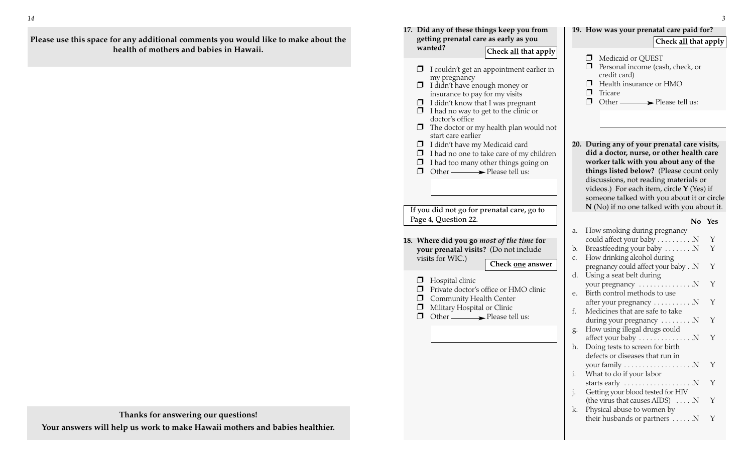**Please use this space for any additional comments you would like to make about the health of mothers and babies in Hawaii.**

**Thanks for answering our questions!**

**Your answers will help us work to make Hawaii mothers and babies healthier.**

**17. Did any of these things keep you from getting prenatal care as early as you wanted?** **Check all that apply**

- ❒ I couldn't get an appointment earlier in my pregnancy
- ❒ I didn't have enough money or insurance to pay for my visits
- ❒ I didn't know that I was pregnant
- ❒ I had no way to get to the clinic or doctor's office
- ❒ The doctor or my health plan would not start care earlier
- ❒ I didn't have my Medicaid card
- ❒ I had no one to take care of my children
- ❒ I had too many other things going on
- ❒ Other → Please tell us:

**If you did not go for prenatal care, go to Page 4, Question 22.**

**18. Where did you go *most of the time* for your prenatal visits?** (Do not include visits for WIC.) **Check one answer**

- ❒ Hospital clinic
- ❒ Private doctor's office or HMO clinic
- ❒ Community Health Center
- ❒ Military Hospital or Clinic
- ❒ Other → Please tell us:

**19. How was your prenatal care paid for?** **Check all that apply**

- ❒ Medicaid or QUEST
- ❒ Personal income (cash, check, or credit card)
- ❒ Health insurance or HMO
- ❒ Tricare
- ❒ Other → Please tell us:

**20. During any of your prenatal care visits, did a doctor, nurse, or other health care worker talk with you about any of the things listed below?** (Please count only discussions, not reading materials or videos.) For each item, circle **Y** (Yes) if someone talked with you about it or circle **N** (No) if no one talked with you about it.

| | No | Yes |
|---|---|---|
| a. How smoking during pregnancy could affect your baby | N | Y |
| b. Breastfeeding your baby | N | Y |
| c. How drinking alcohol during pregnancy could affect your baby | N | Y |
| d. Using a seat belt during your pregnancy | N | Y |
| e. Birth control methods to use after your pregnancy | N | Y |
| f. Medicines that are safe to take during your pregnancy | N | Y |
| g. How using illegal drugs could affect your baby | N | Y |
| h. Doing tests to screen for birth defects or diseases that run in your family | N | Y |
| i. What to do if your labor starts early | N | Y |
| j. Getting your blood tested for HIV (the virus that causes AIDS) | N | Y |
| k. Physical abuse to women by their husbands or partners | N | Y |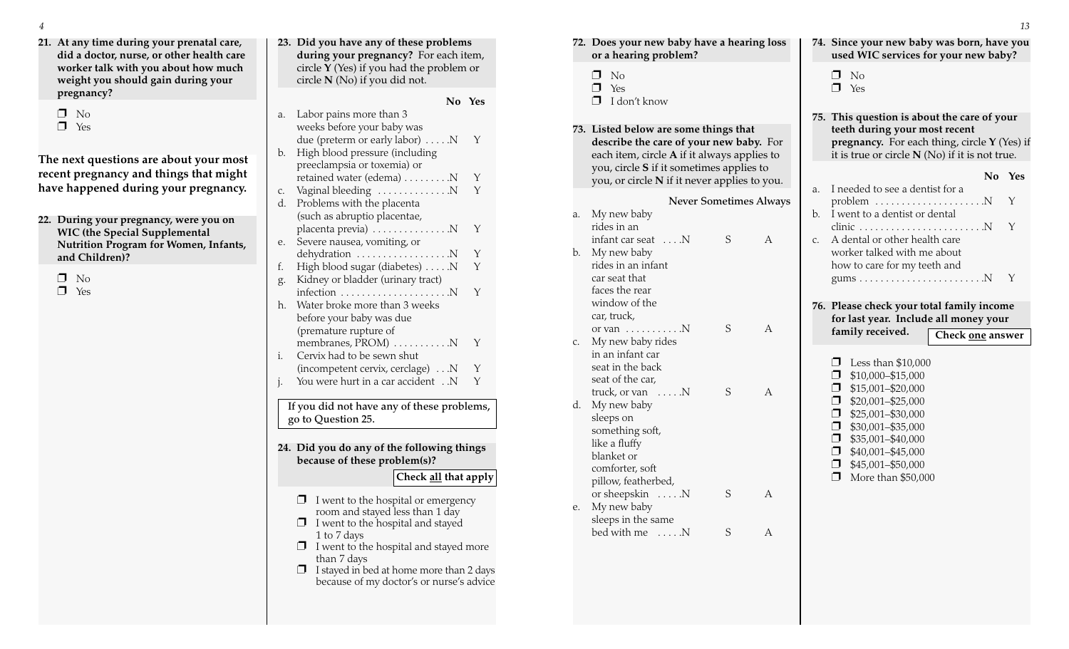**21. At any time during your prenatal care, did a doctor, nurse, or other health care worker talk with you about how much weight you should gain during your pregnancy?**

- ❒ No
- ❒ Yes

**The next questions are about your most recent pregnancy and things that might have happened during your pregnancy.**

**22. During your pregnancy, were you on WIC (the Special Supplemental Nutrition Program for Women, Infants, and Children)?**

- ❒ No
- ❒ Yes

**23. Did you have any of these problems during your pregnancy?** For each item, circle **Y** (Yes) if you had the problem or circle **N** (No) if you did not.

| | | No | Yes |
|---|---|---|---|
| a. | Labor pains more than 3 weeks before your baby was due (preterm or early labor) | N | Y |
| b. | High blood pressure (including preeclampsia or toxemia) or retained water (edema) | N | Y |
| c. | Vaginal bleeding | N | Y |
| d. | Problems with the placenta (such as abruptio placentae, placenta previa) | N | Y |
| e. | Severe nausea, vomiting, or dehydration | N | Y |
| f. | High blood sugar (diabetes) | N | Y |
| g. | Kidney or bladder (urinary tract) infection | N | Y |
| h. | Water broke more than 3 weeks before your baby was due (premature rupture of membranes, PROM) | N | Y |
| i. | Cervix had to be sewn shut (incompetent cervix, cerclage) | N | Y |
| j. | You were hurt in a car accident | N | Y |

**If you did not have any of these problems, go to Question 25.**

**24. Did you do any of the following things because of these problem(s)?**

**Check all that apply**

- ❒ I went to the hospital or emergency room and stayed less than 1 day
- ❒ I went to the hospital and stayed 1 to 7 days
- ❒ I went to the hospital and stayed more than 7 days
- ❒ I stayed in bed at home more than 2 days because of my doctor's or nurse's advice

**72. Does your new baby have a hearing loss or a hearing problem?**

- ❒ No
- ❒ Yes
- ❒ I don't know

**73. Listed below are some things that describe the care of your new baby.** For each item, circle **A** if it always applies to you, circle **S** if it sometimes applies to you, circle **N** if it never applies to you.

| | | Never | Sometimes | Always |
|---|---|---|---|---|
| a. | My new baby rides in an infant car seat | N | S | A |
| b. | My new baby rides in an infant car seat that faces the rear window of the car, truck, or van | N | S | A |
| c. | My new baby rides in an infant car seat in the back seat of the car, truck, or van | N | S | A |
| d. | My new baby sleeps on something soft, like a fluffy blanket or comforter, soft pillow, featherbed, or sheepskin | N | S | A |
| e. | My new baby sleeps in the same bed with me | N | S | A |

**74. Since your new baby was born, have you used WIC services for your new baby?**

- ❒ No
- ❒ Yes

**75. This question is about the care of your teeth during your most recent pregnancy.** For each thing, circle **Y** (Yes) if it is true or circle **N** (No) if it is not true.

| | | No | Yes |
|---|---|---|---|
| a. | I needed to see a dentist for a problem | N | Y |
| b. | I went to a dentist or dental clinic | N | Y |
| c. | A dental or other health care worker talked with me about how to care for my teeth and gums | N | Y |

**76. Please check your total family income for last year. Include all money your family received.**

**Check one answer**

- ❒ Less than $10,000
- ❒ $10,000–$15,000
- ❒ $15,001–$20,000
- ❒ $20,001–$25,000
- ❒ $25,001–$30,000
- ❒ $30,001–$35,000
- ❒ $35,001–$40,000
- ❒ $40,001–$45,000
- ❒ $45,001–$50,000
- ❒ More than $50,000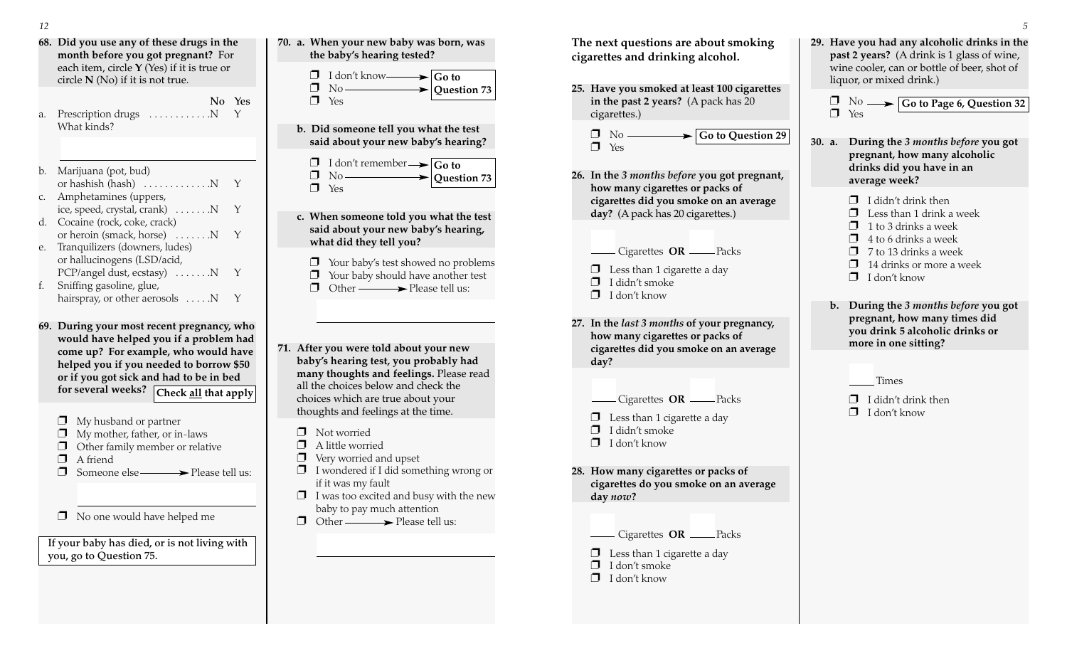68. **Did you use any of these drugs in the month before you got pregnant?** For each item, circle **Y** (Yes) if it is true or circle **N** (No) if it is not true.

| | | No | Yes |
|---|---|---|---|
| a. | Prescription drugs | N | Y |
| | What kinds? | | |
| b. | Marijuana (pot, bud) or hashish (hash) | N | Y |
| c. | Amphetamines (uppers, ice, speed, crystal, crank) | N | Y |
| d. | Cocaine (rock, coke, crack) or heroin (smack, horse) | N | Y |
| e. | Tranquilizers (downers, ludes) or hallucinogens (LSD/acid, PCP/angel dust, ecstasy) | N | Y |
| f. | Sniffing gasoline, glue, hairspray, or other aerosols | N | Y |

69. **During your most recent pregnancy, who would have helped you if a problem had come up? For example, who would have helped you if you needed to borrow $50 or if you got sick and had to be in bed for several weeks?** **Check all that apply**

- ☐ My husband or partner
- ☐ My mother, father, or in-laws
- ☐ Other family member or relative
- ☐ A friend
- ☐ Someone else → Please tell us:
- ☐ No one would have helped me

If your baby has died, or is not living with you, go to Question 75.

70. a. **When your new baby was born, was the baby's hearing tested?**

- ☐ I don't know → **Go to Question 73**
- ☐ No → **Go to Question 73**
- ☐ Yes

b. **Did someone tell you what the test said about your new baby's hearing?**

- ☐ I don't remember → **Go to Question 73**
- ☐ No → **Go to Question 73**
- ☐ Yes

c. **When someone told you what the test said about your new baby's hearing, what did they tell you?**

- ☐ Your baby's test showed no problems
- ☐ Your baby should have another test
- ☐ Other → Please tell us:

71. **After you were told about your new baby's hearing test, you probably had many thoughts and feelings.** Please read all the choices below and check the choices which are true about your thoughts and feelings at the time.

- ☐ Not worried
- ☐ A little worried
- ☐ Very worried and upset
- ☐ I wondered if I did something wrong or if it was my fault
- ☐ I was too excited and busy with the new baby to pay much attention
- ☐ Other → Please tell us:

**The next questions are about smoking cigarettes and drinking alcohol.**

25. **Have you smoked at least 100 cigarettes in the past 2 years?** (A pack has 20 cigarettes.)

- ☐ No → **Go to Question 29**
- ☐ Yes

26. **In the** ***3 months before*** **you got pregnant, how many cigarettes or packs of cigarettes did you smoke on an average day?** (A pack has 20 cigarettes.)

____ Cigarettes **OR** ____ Packs

- ☐ Less than 1 cigarette a day
- ☐ I didn't smoke
- ☐ I don't know

27. **In the** ***last 3 months*** **of your pregnancy, how many cigarettes or packs of cigarettes did you smoke on an average day?**

____ Cigarettes **OR** ____ Packs

- ☐ Less than 1 cigarette a day
- ☐ I didn't smoke
- ☐ I don't know

28. **How many cigarettes or packs of cigarettes do you smoke on an average day** ***now*****?**

____ Cigarettes **OR** ____ Packs

- ☐ Less than 1 cigarette a day
- ☐ I don't smoke
- ☐ I don't know

29. **Have you had any alcoholic drinks in the past 2 years?** (A drink is 1 glass of wine, wine cooler, can or bottle of beer, shot of liquor, or mixed drink.)

- ☐ No → **Go to Page 6, Question 32**
- ☐ Yes

30. a. **During the** ***3 months before*** **you got pregnant, how many alcoholic drinks did you have in an average week?**

- ☐ I didn't drink then
- ☐ Less than 1 drink a week
- ☐ 1 to 3 drinks a week
- ☐ 4 to 6 drinks a week
- ☐ 7 to 13 drinks a week
- ☐ 14 drinks or more a week
- ☐ I don't know

b. **During the** ***3 months before*** **you got pregnant, how many times did you drink 5 alcoholic drinks or more in one sitting?**

____ Times

- ☐ I didn't drink then
- ☐ I don't know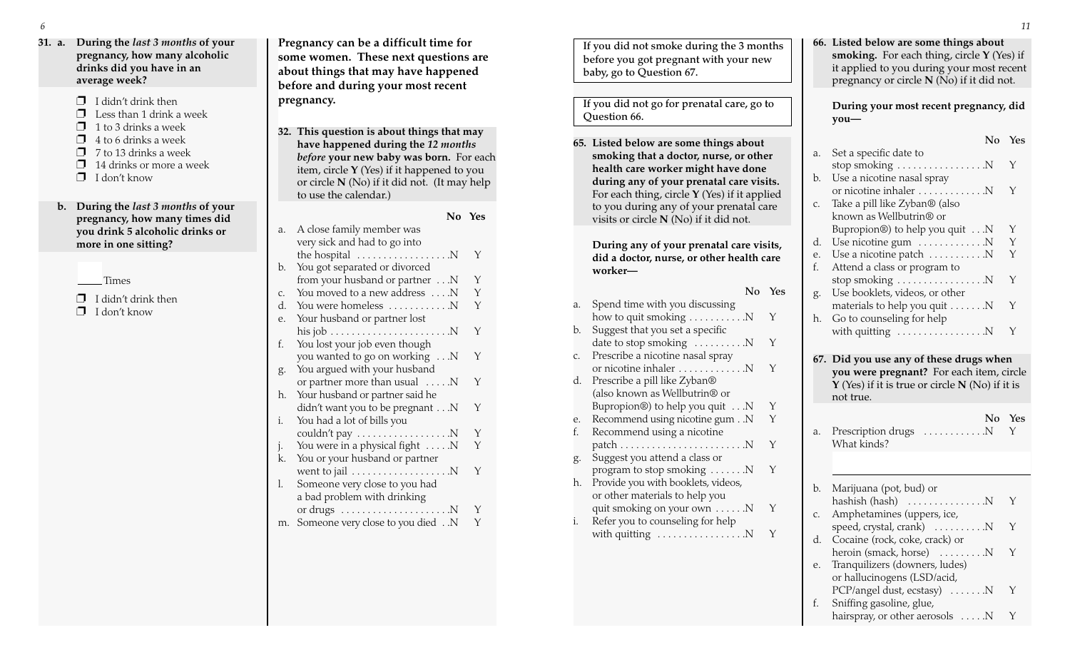**31. a. During the *last 3 months* of your pregnancy, how many alcoholic drinks did you have in an average week?**

- ☐ I didn't drink then
- ☐ Less than 1 drink a week
- ☐ 1 to 3 drinks a week
- ☐ 4 to 6 drinks a week
- ☐ 7 to 13 drinks a week
- ☐ 14 drinks or more a week
- ☐ I don't know

**b. During the *last 3 months* of your pregnancy, how many times did you drink 5 alcoholic drinks or more in one sitting?**

_____ Times

- ☐ I didn't drink then
- ☐ I don't know

**Pregnancy can be a difficult time for some women. These next questions are about things that may have happened before and during your most recent pregnancy.**

**32. This question is about things that may have happened during the *12 months before* your new baby was born.** For each item, circle **Y** (Yes) if it happened to you or circle **N** (No) if it did not. (It may help to use the calendar.)

| | No | Yes |
|---|---|---|
| a. A close family member was very sick and had to go into the hospital | N | Y |
| b. You got separated or divorced from your husband or partner | N | Y |
| c. You moved to a new address | N | Y |
| d. You were homeless | N | Y |
| e. Your husband or partner lost his job | N | Y |
| f. You lost your job even though you wanted to go on working | N | Y |
| g. You argued with your husband or partner more than usual | N | Y |
| h. Your husband or partner said he didn't want you to be pregnant | N | Y |
| i. You had a lot of bills you couldn't pay | N | Y |
| j. You were in a physical fight | N | Y |
| k. You or your husband or partner went to jail | N | Y |
| l. Someone very close to you had a bad problem with drinking or drugs | N | Y |
| m. Someone very close to you died | N | Y |

If you did not smoke during the 3 months before you got pregnant with your new baby, go to Question 67.

If you did not go for prenatal care, go to Question 66.

**65. Listed below are some things about smoking that a doctor, nurse, or other health care worker might have done during any of your prenatal care visits.** For each thing, circle **Y** (Yes) if it applied to you during any of your prenatal care visits or circle **N** (No) if it did not.

**During any of your prenatal care visits, did a doctor, nurse, or other health care worker—**

| | No | Yes |
|---|---|---|
| a. Spend time with you discussing how to quit smoking | N | Y |
| b. Suggest that you set a specific date to stop smoking | N | Y |
| c. Prescribe a nicotine nasal spray or nicotine inhaler | N | Y |
| d. Prescribe a pill like Zyban® (also known as Wellbutrin® or Bupropion®) to help you quit | N | Y |
| e. Recommend using nicotine gum | N | Y |
| f. Recommend using a nicotine patch | N | Y |
| g. Suggest you attend a class or program to stop smoking | N | Y |
| h. Provide you with booklets, videos, or other materials to help you quit smoking on your own | N | Y |
| i. Refer you to counseling for help with quitting | N | Y |

**66. Listed below are some things about smoking.** For each thing, circle **Y** (Yes) if it applied to you during your most recent pregnancy or circle **N** (No) if it did not.

**During your most recent pregnancy, did you—**

| | No | Yes |
|---|---|---|
| a. Set a specific date to stop smoking | N | Y |
| b. Use a nicotine nasal spray or nicotine inhaler | N | Y |
| c. Take a pill like Zyban® (also known as Wellbutrin® or Bupropion®) to help you quit | N | Y |
| d. Use nicotine gum | N | Y |
| e. Use a nicotine patch | N | Y |
| f. Attend a class or program to stop smoking | N | Y |
| g. Use booklets, videos, or other materials to help you quit | N | Y |
| h. Go to counseling for help with quitting | N | Y |

**67. Did you use any of these drugs when you were pregnant?** For each item, circle **Y** (Yes) if it is true or circle **N** (No) if it is not true.

| | No | Yes |
|---|---|---|
| a. Prescription drugs | N | Y |
| What kinds? ______________________ | | |
| b. Marijuana (pot, bud) or hashish (hash) | N | Y |
| c. Amphetamines (uppers, ice, speed, crystal, crank) | N | Y |
| d. Cocaine (rock, coke, crack) or heroin (smack, horse) | N | Y |
| e. Tranquilizers (downers, ludes) or hallucinogens (LSD/acid, PCP/angel dust, ecstasy) | N | Y |
| f. Sniffing gasoline, glue, hairspray, or other aerosols | N | Y |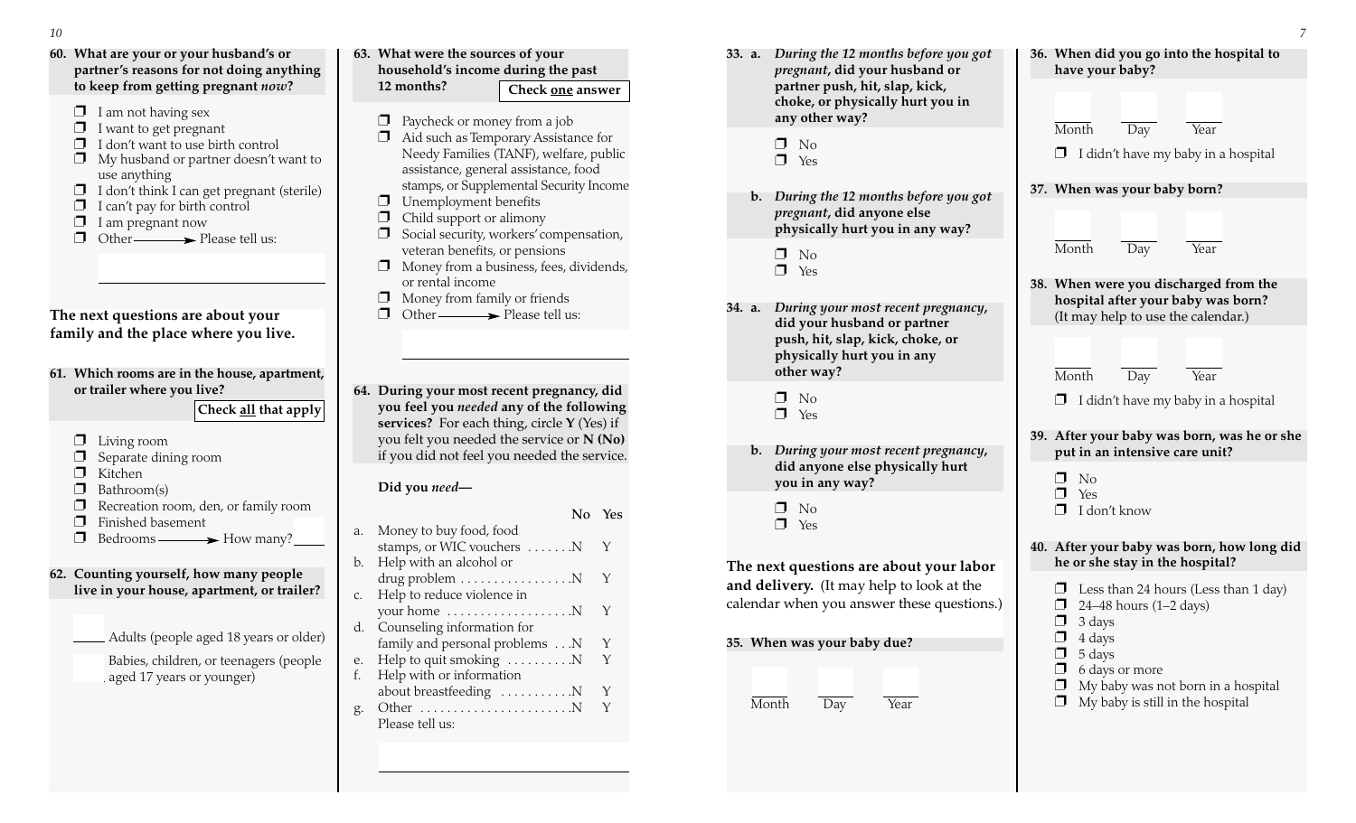**60. What are your or your husband's or partner's reasons for not doing anything to keep from getting pregnant *now*?**

- ❒ I am not having sex
- ❒ I want to get pregnant
- ❒ I don't want to use birth control
- ❒ My husband or partner doesn't want to use anything
- ❒ I don't think I can get pregnant (sterile)
- ❒ I can't pay for birth control
- ❒ I am pregnant now
- ❒ Other ⟶ Please tell us:

**The next questions are about your family and the place where you live.**

**61. Which rooms are in the house, apartment, or trailer where you live?**

Check **all** that apply

- ❒ Living room
- ❒ Separate dining room
- ❒ Kitchen
- ❒ Bathroom(s)
- ❒ Recreation room, den, or family room
- ❒ Finished basement
- ❒ Bedrooms ⟶ How many? ____

**62. Counting yourself, how many people live in your house, apartment, or trailer?**

____ Adults (people aged 18 years or older)

____ Babies, children, or teenagers (people aged 17 years or younger)

**63. What were the sources of your household's income during the past 12 months?**

Check **one** answer

- ❒ Paycheck or money from a job
- ❒ Aid such as Temporary Assistance for Needy Families (TANF), welfare, public assistance, general assistance, food stamps, or Supplemental Security Income
- ❒ Unemployment benefits
- ❒ Child support or alimony
- ❒ Social security, workers' compensation, veteran benefits, or pensions
- ❒ Money from a business, fees, dividends, or rental income
- ❒ Money from family or friends
- ❒ Other ⟶ Please tell us:

**64. During your most recent pregnancy, did you feel you *needed* any of the following services?** For each thing, circle **Y** (Yes) if you felt you needed the service or **N (No)** if you did not feel you needed the service.

**Did you *need*—**

| | | No | Yes |
|---|---|---|---|
| a. | Money to buy food, food stamps, or WIC vouchers | N | Y |
| b. | Help with an alcohol or drug problem | N | Y |
| c. | Help to reduce violence in your home | N | Y |
| d. | Counseling information for family and personal problems | N | Y |
| e. | Help to quit smoking | N | Y |
| f. | Help with or information about breastfeeding | N | Y |
| g. | Other | N | Y |

Please tell us:

**33. a. *During the 12 months before you got pregnant*, did your husband or partner push, hit, slap, kick, choke, or physically hurt you in any other way?**

- ❒ No
- ❒ Yes

**b. *During the 12 months before you got pregnant*, did anyone else physically hurt you in any way?**

- ❒ No
- ❒ Yes

**34. a. *During your most recent pregnancy*, did your husband or partner push, hit, slap, kick, choke, or physically hurt you in any other way?**

- ❒ No
- ❒ Yes

**b. *During your most recent pregnancy*, did anyone else physically hurt you in any way?**

- ❒ No
- ❒ Yes

**The next questions are about your labor and delivery.** (It may help to look at the calendar when you answer these questions.)

**35. When was your baby due?**

Month ____ Day ____ Year ____

**36. When did you go into the hospital to have your baby?**

Month ____ Day ____ Year ____

- ❒ I didn't have my baby in a hospital

**37. When was your baby born?**

Month ____ Day ____ Year ____

**38. When were you discharged from the hospital after your baby was born?** (It may help to use the calendar.)

Month ____ Day ____ Year ____

- ❒ I didn't have my baby in a hospital

**39. After your baby was born, was he or she put in an intensive care unit?**

- ❒ No
- ❒ Yes
- ❒ I don't know

**40. After your baby was born, how long did he or she stay in the hospital?**

- ❒ Less than 24 hours (Less than 1 day)
- ❒ 24–48 hours (1–2 days)
- ❒ 3 days
- ❒ 4 days
- ❒ 5 days
- ❒ 6 days or more
- ❒ My baby was not born in a hospital
- ❒ My baby is still in the hospital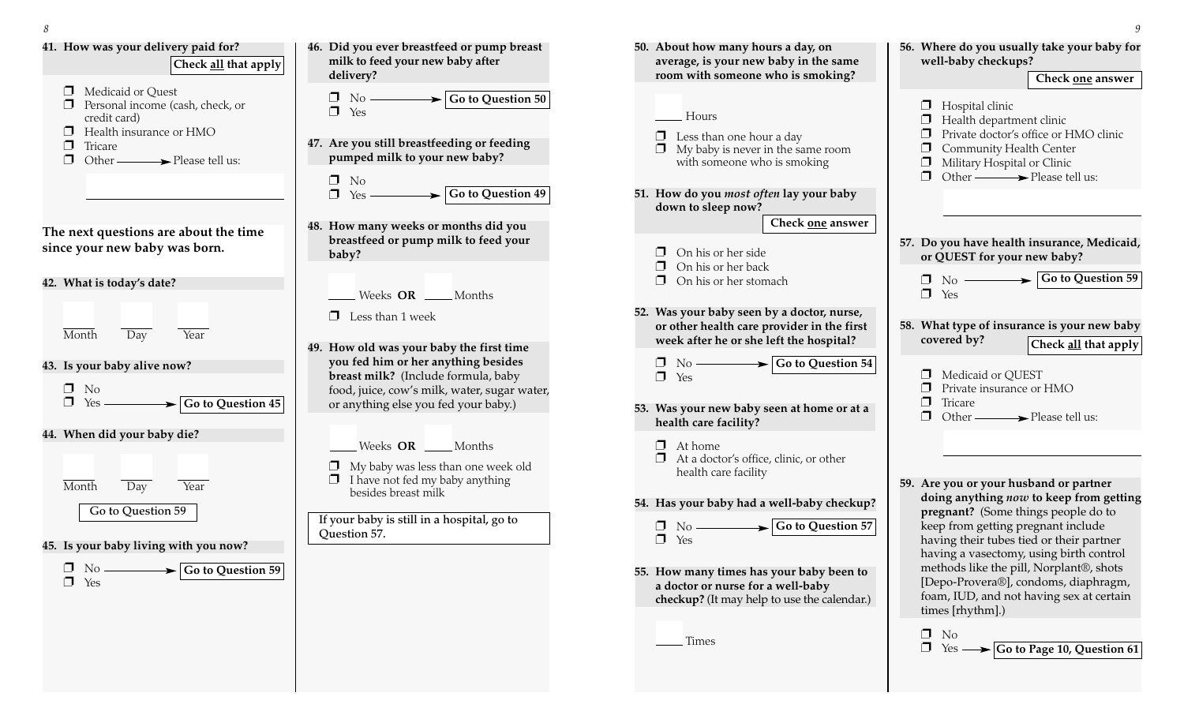**41. How was your delivery paid for?** Check **all** that apply

- ❒ Medicaid or Quest
- ❒ Personal income (cash, check, or credit card)
- ❒ Health insurance or HMO
- ❒ Tricare
- ❒ Other → Please tell us:

______________________________

**The next questions are about the time since your new baby was born.**

**42. What is today's date?**

___ Month ___ Day ___ Year

**43. Is your baby alive now?**

- ❒ No
- ❒ Yes → Go to Question 45

**44. When did your baby die?**

___ Month ___ Day ___ Year

Go to Question 59

**45. Is your baby living with you now?**

- ❒ No → Go to Question 59
- ❒ Yes

**46. Did you ever breastfeed or pump breast milk to feed your new baby after delivery?**

- ❒ No → Go to Question 50
- ❒ Yes

**47. Are you still breastfeeding or feeding pumped milk to your new baby?**

- ❒ No
- ❒ Yes → Go to Question 49

**48. How many weeks or months did you breastfeed or pump milk to feed your baby?**

___ Weeks **OR** ___ Months

- ❒ Less than 1 week

**49. How old was your baby the first time you fed him or her anything besides breast milk?** (Include formula, baby food, juice, cow's milk, water, sugar water, or anything else you fed your baby.)

___ Weeks **OR** ___ Months

- ❒ My baby was less than one week old
- ❒ I have not fed my baby anything besides breast milk

If your baby is still in a hospital, go to Question 57.

**50. About how many hours a day, on average, is your new baby in the same room with someone who is smoking?**

___ Hours

- ❒ Less than one hour a day
- ❒ My baby is never in the same room with someone who is smoking

**51. How do you *most often* lay your baby down to sleep now?** Check **one** answer

- ❒ On his or her side
- ❒ On his or her back
- ❒ On his or her stomach

**52. Was your baby seen by a doctor, nurse, or other health care provider in the first week after he or she left the hospital?**

- ❒ No → Go to Question 54
- ❒ Yes

**53. Was your new baby seen at home or at a health care facility?**

- ❒ At home
- ❒ At a doctor's office, clinic, or other health care facility

**54. Has your baby had a well-baby checkup?**

- ❒ No → Go to Question 57
- ❒ Yes

**55. How many times has your baby been to a doctor or nurse for a well-baby checkup?** (It may help to use the calendar.)

___ Times

**56. Where do you usually take your baby for well-baby checkups?** Check **one** answer

- ❒ Hospital clinic
- ❒ Health department clinic
- ❒ Private doctor's office or HMO clinic
- ❒ Community Health Center
- ❒ Military Hospital or Clinic
- ❒ Other → Please tell us:

______________________________

**57. Do you have health insurance, Medicaid, or QUEST for your new baby?**

- ❒ No → Go to Question 59
- ❒ Yes

**58. What type of insurance is your new baby covered by?** Check **all** that apply

- ❒ Medicaid or QUEST
- ❒ Private insurance or HMO
- ❒ Tricare
- ❒ Other → Please tell us:

______________________________

**59. Are you or your husband or partner doing anything *now* to keep from getting pregnant?** (Some things people do to keep from getting pregnant include having their tubes tied or their partner having a vasectomy, using birth control methods like the pill, Norplant®, shots [Depo-Provera®], condoms, diaphragm, foam, IUD, and not having sex at certain times [rhythm].)

- ❒ No
- ❒ Yes → Go to Page 10, Question 61